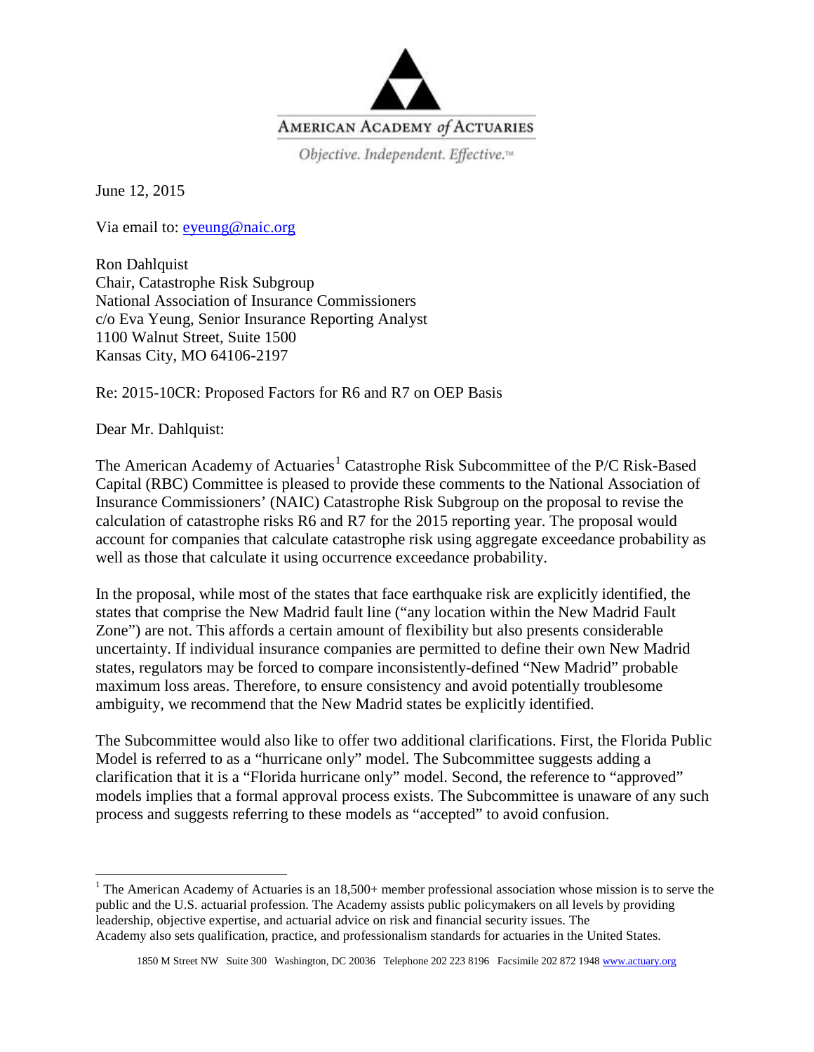AMERICAN ACADEMY *of* ACTUARIES

*Objective. Independent. Effective.*™

June 12, 2015

Via email to: eyeung@naic.org

Ron Dahlquist
Chair, Catastrophe Risk Subgroup
National Association of Insurance Commissioners
c/o Eva Yeung, Senior Insurance Reporting Analyst
1100 Walnut Street, Suite 1500
Kansas City, MO 64106-2197

Re: 2015-10CR: Proposed Factors for R6 and R7 on OEP Basis

Dear Mr. Dahlquist:

The American Academy of Actuaries[1] Catastrophe Risk Subcommittee of the P/C Risk-Based Capital (RBC) Committee is pleased to provide these comments to the National Association of Insurance Commissioners' (NAIC) Catastrophe Risk Subgroup on the proposal to revise the calculation of catastrophe risks R6 and R7 for the 2015 reporting year. The proposal would account for companies that calculate catastrophe risk using aggregate exceedance probability as well as those that calculate it using occurrence exceedance probability.

In the proposal, while most of the states that face earthquake risk are explicitly identified, the states that comprise the New Madrid fault line ("any location within the New Madrid Fault Zone") are not. This affords a certain amount of flexibility but also presents considerable uncertainty. If individual insurance companies are permitted to define their own New Madrid states, regulators may be forced to compare inconsistently-defined "New Madrid" probable maximum loss areas. Therefore, to ensure consistency and avoid potentially troublesome ambiguity, we recommend that the New Madrid states be explicitly identified.

The Subcommittee would also like to offer two additional clarifications. First, the Florida Public Model is referred to as a "hurricane only" model. The Subcommittee suggests adding a clarification that it is a "Florida hurricane only" model. Second, the reference to "approved" models implies that a formal approval process exists. The Subcommittee is unaware of any such process and suggests referring to these models as "accepted" to avoid confusion.

---

[1] The American Academy of Actuaries is an 18,500+ member professional association whose mission is to serve the public and the U.S. actuarial profession. The Academy assists public policymakers on all levels by providing leadership, objective expertise, and actuarial advice on risk and financial security issues. The Academy also sets qualification, practice, and professionalism standards for actuaries in the United States.

1850 M Street NW Suite 300 Washington, DC 20036 Telephone 202 223 8196 Facsimile 202 872 1948 www.actuary.org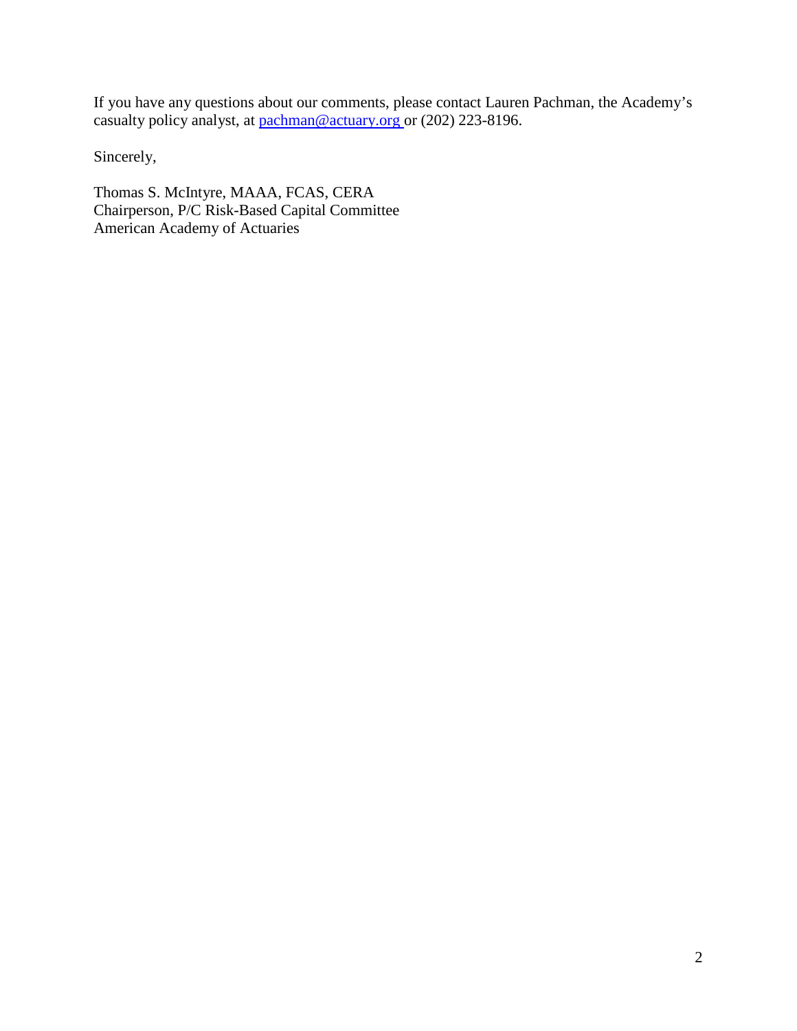If you have any questions about our comments, please contact Lauren Pachman, the Academy's casualty policy analyst, at pachman@actuary.org or (202) 223-8196.

Sincerely,

Thomas S. McIntyre, MAAA, FCAS, CERA
Chairperson, P/C Risk-Based Capital Committee
American Academy of Actuaries